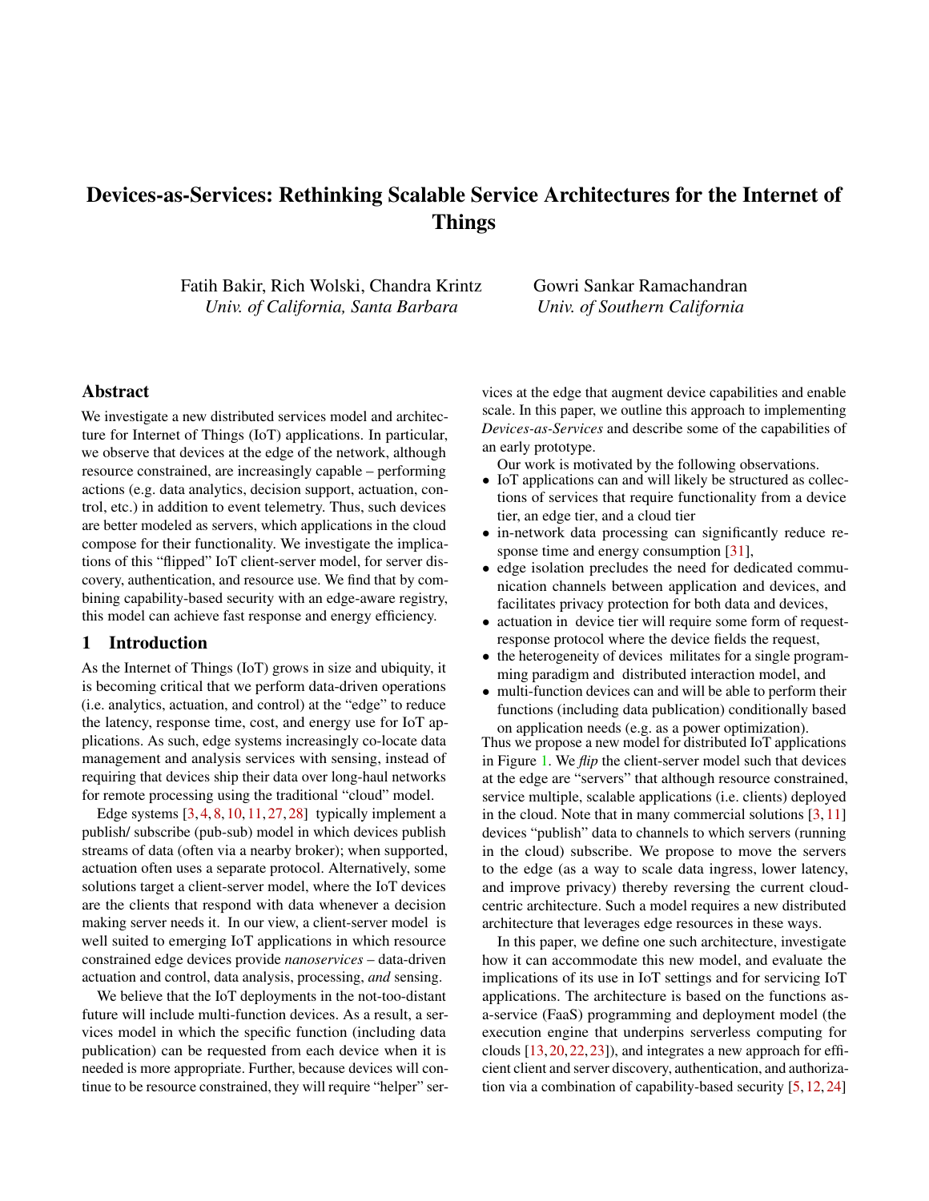# Devices-as-Services: Rethinking Scalable Service Architectures for the Internet of Things

Fatih Bakir, Rich Wolski, Chandra Krintz
*Univ. of California, Santa Barbara*

Gowri Sankar Ramachandran
*Univ. of Southern California*

## Abstract

We investigate a new distributed services model and architecture for Internet of Things (IoT) applications. In particular, we observe that devices at the edge of the network, although resource constrained, are increasingly capable – performing actions (e.g. data analytics, decision support, actuation, control, etc.) in addition to event telemetry. Thus, such devices are better modeled as servers, which applications in the cloud compose for their functionality. We investigate the implications of this "flipped" IoT client-server model, for server discovery, authentication, and resource use. We find that by combining capability-based security with an edge-aware registry, this model can achieve fast response and energy efficiency.

## 1 Introduction

As the Internet of Things (IoT) grows in size and ubiquity, it is becoming critical that we perform data-driven operations (i.e. analytics, actuation, and control) at the "edge" to reduce the latency, response time, cost, and energy use for IoT applications. As such, edge systems increasingly co-locate data management and analysis services with sensing, instead of requiring that devices ship their data over long-haul networks for remote processing using the traditional "cloud" model.

Edge systems [3, 4, 8, 10, 11, 27, 28] typically implement a publish/ subscribe (pub-sub) model in which devices publish streams of data (often via a nearby broker); when supported, actuation often uses a separate protocol. Alternatively, some solutions target a client-server model, where the IoT devices are the clients that respond with data whenever a decision making server needs it. In our view, a client-server model is well suited to emerging IoT applications in which resource constrained edge devices provide *nanoservices* – data-driven actuation and control, data analysis, processing, *and* sensing.

We believe that the IoT deployments in the not-too-distant future will include multi-function devices. As a result, a services model in which the specific function (including data publication) can be requested from each device when it is needed is more appropriate. Further, because devices will continue to be resource constrained, they will require "helper" services at the edge that augment device capabilities and enable scale. In this paper, we outline this approach to implementing *Devices-as-Services* and describe some of the capabilities of an early prototype.

Our work is motivated by the following observations.

- IoT applications can and will likely be structured as collections of services that require functionality from a device tier, an edge tier, and a cloud tier
- in-network data processing can significantly reduce response time and energy consumption [31],
- edge isolation precludes the need for dedicated communication channels between application and devices, and facilitates privacy protection for both data and devices,
- actuation in device tier will require some form of request-response protocol where the device fields the request,
- the heterogeneity of devices militates for a single programming paradigm and distributed interaction model, and
- multi-function devices can and will be able to perform their functions (including data publication) conditionally based on application needs (e.g. as a power optimization).

Thus we propose a new model for distributed IoT applications in Figure 1. We *flip* the client-server model such that devices at the edge are "servers" that although resource constrained, service multiple, scalable applications (i.e. clients) deployed in the cloud. Note that in many commercial solutions [3, 11] devices "publish" data to channels to which servers (running in the cloud) subscribe. We propose to move the servers to the edge (as a way to scale data ingress, lower latency, and improve privacy) thereby reversing the current cloud-centric architecture. Such a model requires a new distributed architecture that leverages edge resources in these ways.

In this paper, we define one such architecture, investigate how it can accommodate this new model, and evaluate the implications of its use in IoT settings and for servicing IoT applications. The architecture is based on the functions as-a-service (FaaS) programming and deployment model (the execution engine that underpins serverless computing for clouds [13, 20, 22, 23]), and integrates a new approach for efficient client and server discovery, authentication, and authorization via a combination of capability-based security [5, 12, 24]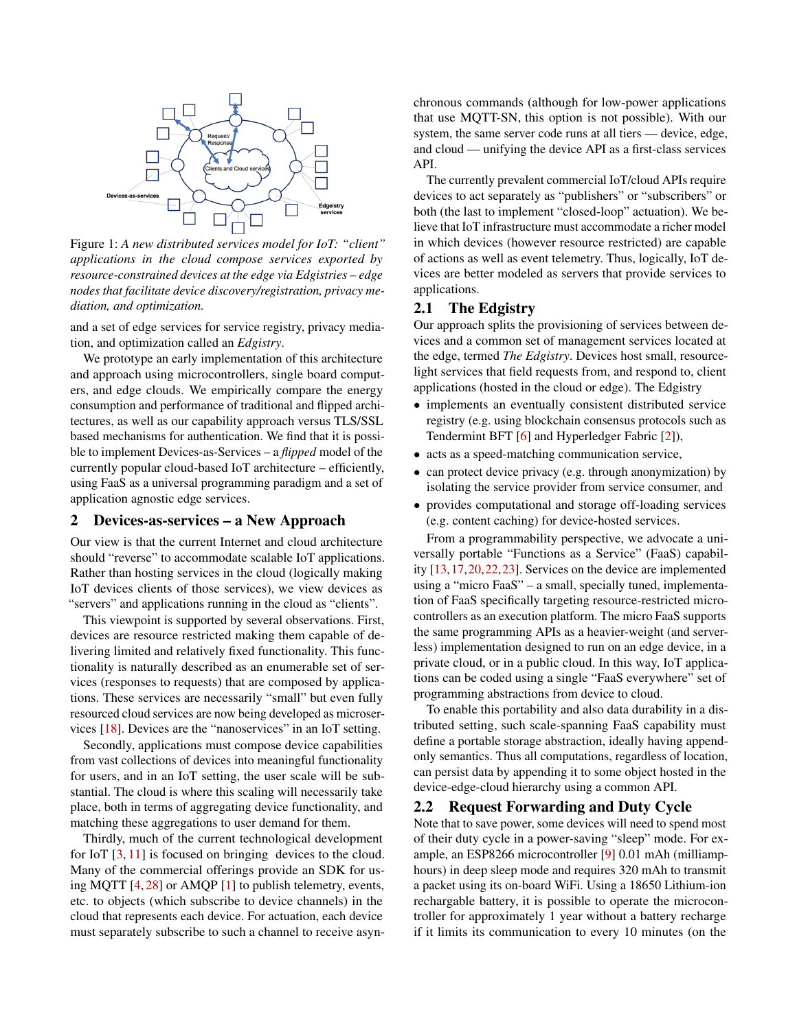Figure 1: *A new distributed services model for IoT: "client" applications in the cloud compose services exported by resource-constrained devices at the edge via Edgistries – edge nodes that facilitate device discovery/registration, privacy mediation, and optimization.*

and a set of edge services for service registry, privacy mediation, and optimization called an *Edgistry*.

We prototype an early implementation of this architecture and approach using microcontrollers, single board computers, and edge clouds. We empirically compare the energy consumption and performance of traditional and flipped architectures, as well as our capability approach versus TLS/SSL based mechanisms for authentication. We find that it is possible to implement Devices-as-Services – a *flipped* model of the currently popular cloud-based IoT architecture – efficiently, using FaaS as a universal programming paradigm and a set of application agnostic edge services.

## 2 Devices-as-services – a New Approach

Our view is that the current Internet and cloud architecture should "reverse" to accommodate scalable IoT applications. Rather than hosting services in the cloud (logically making IoT devices clients of those services), we view devices as "servers" and applications running in the cloud as "clients".

This viewpoint is supported by several observations. First, devices are resource restricted making them capable of delivering limited and relatively fixed functionality. This functionality is naturally described as an enumerable set of services (responses to requests) that are composed by applications. These services are necessarily "small" but even fully resourced cloud services are now being developed as microservices [18]. Devices are the "nanoservices" in an IoT setting.

Secondly, applications must compose device capabilities from vast collections of devices into meaningful functionality for users, and in an IoT setting, the user scale will be substantial. The cloud is where this scaling will necessarily take place, both in terms of aggregating device functionality, and matching these aggregations to user demand for them.

Thirdly, much of the current technological development for IoT [3, 11] is focused on bringing devices to the cloud. Many of the commercial offerings provide an SDK for using MQTT [4, 28] or AMQP [1] to publish telemetry, events, etc. to objects (which subscribe to device channels) in the cloud that represents each device. For actuation, each device must separately subscribe to such a channel to receive asynchronous commands (although for low-power applications that use MQTT-SN, this option is not possible). With our system, the same server code runs at all tiers — device, edge, and cloud — unifying the device API as a first-class services API.

The currently prevalent commercial IoT/cloud APIs require devices to act separately as "publishers" or "subscribers" or both (the last to implement "closed-loop" actuation). We believe that IoT infrastructure must accommodate a richer model in which devices (however resource restricted) are capable of actions as well as event telemetry. Thus, logically, IoT devices are better modeled as servers that provide services to applications.

### 2.1 The Edgistry

Our approach splits the provisioning of services between devices and a common set of management services located at the edge, termed *The Edgistry*. Devices host small, resource-light services that field requests from, and respond to, client applications (hosted in the cloud or edge). The Edgistry

- implements an eventually consistent distributed service registry (e.g. using blockchain consensus protocols such as Tendermint BFT [6] and Hyperledger Fabric [2]),
- acts as a speed-matching communication service,
- can protect device privacy (e.g. through anonymization) by isolating the service provider from service consumer, and
- provides computational and storage off-loading services (e.g. content caching) for device-hosted services.

From a programmability perspective, we advocate a universally portable "Functions as a Service" (FaaS) capability [13, 17, 20, 22, 23]. Services on the device are implemented using a "micro FaaS" – a small, specially tuned, implementation of FaaS specifically targeting resource-restricted microcontrollers as an execution platform. The micro FaaS supports the same programming APIs as a heavier-weight (and serverless) implementation designed to run on an edge device, in a private cloud, or in a public cloud. In this way, IoT applications can be coded using a single "FaaS everywhere" set of programming abstractions from device to cloud.

To enable this portability and also data durability in a distributed setting, such scale-spanning FaaS capability must define a portable storage abstraction, ideally having append-only semantics. Thus all computations, regardless of location, can persist data by appending it to some object hosted in the device-edge-cloud hierarchy using a common API.

### 2.2 Request Forwarding and Duty Cycle

Note that to save power, some devices will need to spend most of their duty cycle in a power-saving "sleep" mode. For example, an ESP8266 microcontroller [9] 0.01 mAh (milliamp-hours) in deep sleep mode and requires 320 mAh to transmit a packet using its on-board WiFi. Using a 18650 Lithium-ion rechargable battery, it is possible to operate the microcontroller for approximately 1 year without a battery recharge if it limits its communication to every 10 minutes (on the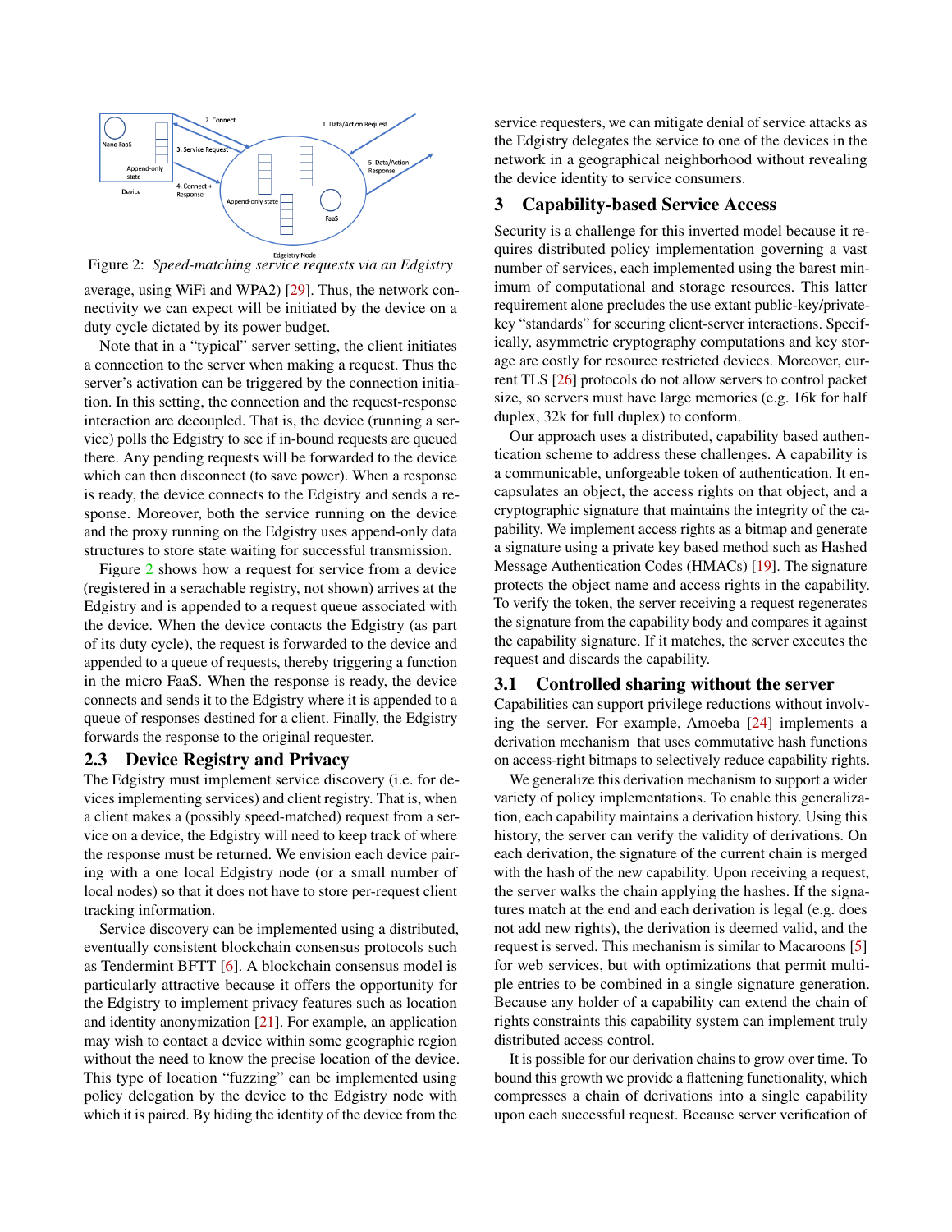Figure 2: *Speed-matching service requests via an Edgistry*

average, using WiFi and WPA2) [29]. Thus, the network connectivity we can expect will be initiated by the device on a duty cycle dictated by its power budget.

Note that in a "typical" server setting, the client initiates a connection to the server when making a request. Thus the server's activation can be triggered by the connection initiation. In this setting, the connection and the request-response interaction are decoupled. That is, the device (running a service) polls the Edgistry to see if in-bound requests are queued there. Any pending requests will be forwarded to the device which can then disconnect (to save power). When a response is ready, the device connects to the Edgistry and sends a response. Moreover, both the service running on the device and the proxy running on the Edgistry uses append-only data structures to store state waiting for successful transmission.

Figure 2 shows how a request for service from a device (registered in a serachable registry, not shown) arrives at the Edgistry and is appended to a request queue associated with the device. When the device contacts the Edgistry (as part of its duty cycle), the request is forwarded to the device and appended to a queue of requests, thereby triggering a function in the micro FaaS. When the response is ready, the device connects and sends it to the Edgistry where it is appended to a queue of responses destined for a client. Finally, the Edgistry forwards the response to the original requester.

## 2.3 Device Registry and Privacy

The Edgistry must implement service discovery (i.e. for devices implementing services) and client registry. That is, when a client makes a (possibly speed-matched) request from a service on a device, the Edgistry will need to keep track of where the response must be returned. We envision each device pairing with a one local Edgistry node (or a small number of local nodes) so that it does not have to store per-request client tracking information.

Service discovery can be implemented using a distributed, eventually consistent blockchain consensus protocols such as Tendermint BFTT [6]. A blockchain consensus model is particularly attractive because it offers the opportunity for the Edgistry to implement privacy features such as location and identity anonymization [21]. For example, an application may wish to contact a device within some geographic region without the need to know the precise location of the device. This type of location "fuzzing" can be implemented using policy delegation by the device to the Edgistry node with which it is paired. By hiding the identity of the device from the service requesters, we can mitigate denial of service attacks as the Edgistry delegates the service to one of the devices in the network in a geographical neighborhood without revealing the device identity to service consumers.

# 3 Capability-based Service Access

Security is a challenge for this inverted model because it requires distributed policy implementation governing a vast number of services, each implemented using the barest minimum of computational and storage resources. This latter requirement alone precludes the use extant public-key/private-key "standards" for securing client-server interactions. Specifically, asymmetric cryptography computations and key storage are costly for resource restricted devices. Moreover, current TLS [26] protocols do not allow servers to control packet size, so servers must have large memories (e.g. 16k for half duplex, 32k for full duplex) to conform.

Our approach uses a distributed, capability based authentication scheme to address these challenges. A capability is a communicable, unforgeable token of authentication. It encapsulates an object, the access rights on that object, and a cryptographic signature that maintains the integrity of the capability. We implement access rights as a bitmap and generate a signature using a private key based method such as Hashed Message Authentication Codes (HMACs) [19]. The signature protects the object name and access rights in the capability. To verify the token, the server receiving a request regenerates the signature from the capability body and compares it against the capability signature. If it matches, the server executes the request and discards the capability.

## 3.1 Controlled sharing without the server

Capabilities can support privilege reductions without involving the server. For example, Amoeba [24] implements a derivation mechanism that uses commutative hash functions on access-right bitmaps to selectively reduce capability rights.

We generalize this derivation mechanism to support a wider variety of policy implementations. To enable this generalization, each capability maintains a derivation history. Using this history, the server can verify the validity of derivations. On each derivation, the signature of the current chain is merged with the hash of the new capability. Upon receiving a request, the server walks the chain applying the hashes. If the signatures match at the end and each derivation is legal (e.g. does not add new rights), the derivation is deemed valid, and the request is served. This mechanism is similar to Macaroons [5] for web services, but with optimizations that permit multiple entries to be combined in a single signature generation. Because any holder of a capability can extend the chain of rights constraints this capability system can implement truly distributed access control.

It is possible for our derivation chains to grow over time. To bound this growth we provide a flattening functionality, which compresses a chain of derivations into a single capability upon each successful request. Because server verification of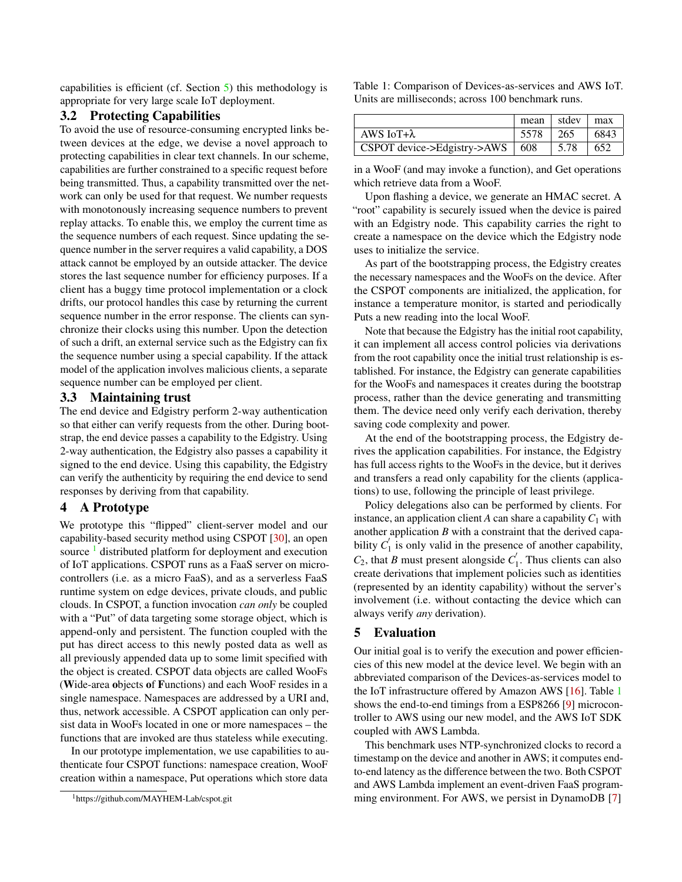capabilities is efficient (cf. Section 5) this methodology is appropriate for very large scale IoT deployment.

### 3.2 Protecting Capabilities

To avoid the use of resource-consuming encrypted links between devices at the edge, we devise a novel approach to protecting capabilities in clear text channels. In our scheme, capabilities are further constrained to a specific request before being transmitted. Thus, a capability transmitted over the network can only be used for that request. We number requests with monotonously increasing sequence numbers to prevent replay attacks. To enable this, we employ the current time as the sequence numbers of each request. Since updating the sequence number in the server requires a valid capability, a DOS attack cannot be employed by an outside attacker. The device stores the last sequence number for efficiency purposes. If a client has a buggy time protocol implementation or a clock drifts, our protocol handles this case by returning the current sequence number in the error response. The clients can synchronize their clocks using this number. Upon the detection of such a drift, an external service such as the Edgistry can fix the sequence number using a special capability. If the attack model of the application involves malicious clients, a separate sequence number can be employed per client.

### 3.3 Maintaining trust

The end device and Edgistry perform 2-way authentication so that either can verify requests from the other. During bootstrap, the end device passes a capability to the Edgistry. Using 2-way authentication, the Edgistry also passes a capability it signed to the end device. Using this capability, the Edgistry can verify the authenticity by requiring the end device to send responses by deriving from that capability.

## 4 A Prototype

We prototype this "flipped" client-server model and our capability-based security method using CSPOT [30], an open source [1] distributed platform for deployment and execution of IoT applications. CSPOT runs as a FaaS server on microcontrollers (i.e. as a micro FaaS), and as a serverless FaaS runtime system on edge devices, private clouds, and public clouds. In CSPOT, a function invocation *can only* be coupled with a "Put" of data targeting some storage object, which is append-only and persistent. The function coupled with the put has direct access to this newly posted data as well as all previously appended data up to some limit specified with the object is created. CSPOT data objects are called WooFs (**W**ide-area **o**bjects **o**f **F**unctions) and each WooF resides in a single namespace. Namespaces are addressed by a URI and, thus, network accessible. A CSPOT application can only persist data in WooFs located in one or more namespaces – the functions that are invoked are thus stateless while executing.

In our prototype implementation, we use capabilities to authenticate four CSPOT functions: namespace creation, WooF creation within a namespace, Put operations which store data in a WooF (and may invoke a function), and Get operations which retrieve data from a WooF.

Upon flashing a device, we generate an HMAC secret. A "root" capability is securely issued when the device is paired with an Edgistry node. This capability carries the right to create a namespace on the device which the Edgistry node uses to initialize the service.

As part of the bootstrapping process, the Edgistry creates the necessary namespaces and the WooFs on the device. After the CSPOT components are initialized, the application, for instance a temperature monitor, is started and periodically Puts a new reading into the local WooF.

Note that because the Edgistry has the initial root capability, it can implement all access control policies via derivations from the root capability once the initial trust relationship is established. For instance, the Edgistry can generate capabilities for the WooFs and namespaces it creates during the bootstrap process, rather than the device generating and transmitting them. The device need only verify each derivation, thereby saving code complexity and power.

At the end of the bootstrapping process, the Edgistry derives the application capabilities. For instance, the Edgistry has full access rights to the WooFs in the device, but it derives and transfers a read only capability for the clients (applications) to use, following the principle of least privilege.

Policy delegations also can be performed by clients. For instance, an application client $A$ can share a capability $C_1$ with another application $B$ with a constraint that the derived capability $C_1^{'}$ is only valid in the presence of another capability, $C_2$, that $B$ must present alongside $C_1^{'}$. Thus clients can also create derivations that implement policies such as identities (represented by an identity capability) without the server's involvement (i.e. without contacting the device which can always verify *any* derivation).

## 5 Evaluation

Our initial goal is to verify the execution and power efficiencies of this new model at the device level. We begin with an abbreviated comparison of the Devices-as-services model to the IoT infrastructure offered by Amazon AWS [16]. Table 1 shows the end-to-end timings from a ESP8266 [9] microcontroller to AWS using our new model, and the AWS IoT SDK coupled with AWS Lambda.

Table 1: Comparison of Devices-as-services and AWS IoT. Units are milliseconds; across 100 benchmark runs.

| | mean | stdev | max |
|---|---|---|---|
| AWS IoT+$\lambda$ | 5578 | 265 | 6843 |
| CSPOT device->Edgistry->AWS | 608 | 5.78 | 652 |

This benchmark uses NTP-synchronized clocks to record a timestamp on the device and another in AWS; it computes end-to-end latency as the difference between the two. Both CSPOT and AWS Lambda implement an event-driven FaaS programming environment. For AWS, we persist in DynamoDB [7]

[1] https://github.com/MAYHEM-Lab/cspot.git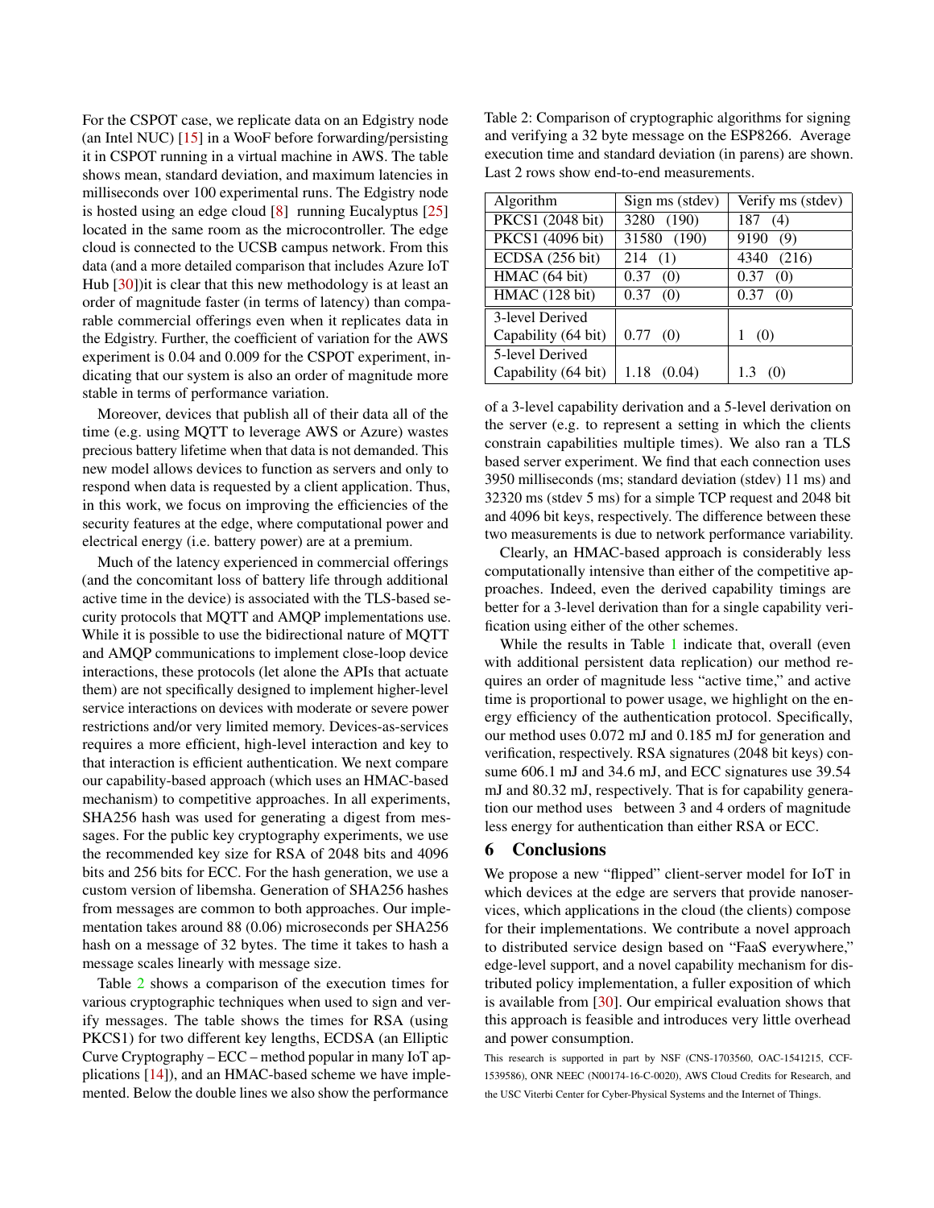For the CSPOT case, we replicate data on an Edgistry node (an Intel NUC) [15] in a WooF before forwarding/persisting it in CSPOT running in a virtual machine in AWS. The table shows mean, standard deviation, and maximum latencies in milliseconds over 100 experimental runs. The Edgistry node is hosted using an edge cloud [8] running Eucalyptus [25] located in the same room as the microcontroller. The edge cloud is connected to the UCSB campus network. From this data (and a more detailed comparison that includes Azure IoT Hub [30])it is clear that this new methodology is at least an order of magnitude faster (in terms of latency) than comparable commercial offerings even when it replicates data in the Edgistry. Further, the coefficient of variation for the AWS experiment is 0.04 and 0.009 for the CSPOT experiment, indicating that our system is also an order of magnitude more stable in terms of performance variation.

Moreover, devices that publish all of their data all of the time (e.g. using MQTT to leverage AWS or Azure) wastes precious battery lifetime when that data is not demanded. This new model allows devices to function as servers and only to respond when data is requested by a client application. Thus, in this work, we focus on improving the efficiencies of the security features at the edge, where computational power and electrical energy (i.e. battery power) are at a premium.

Much of the latency experienced in commercial offerings (and the concomitant loss of battery life through additional active time in the device) is associated with the TLS-based security protocols that MQTT and AMQP implementations use. While it is possible to use the bidirectional nature of MQTT and AMQP communications to implement close-loop device interactions, these protocols (let alone the APIs that actuate them) are not specifically designed to implement higher-level service interactions on devices with moderate or severe power restrictions and/or very limited memory. Devices-as-services requires a more efficient, high-level interaction and key to that interaction is efficient authentication. We next compare our capability-based approach (which uses an HMAC-based mechanism) to competitive approaches. In all experiments, SHA256 hash was used for generating a digest from messages. For the public key cryptography experiments, we use the recommended key size for RSA of 2048 bits and 4096 bits and 256 bits for ECC. For the hash generation, we use a custom version of libemsha. Generation of SHA256 hashes from messages are common to both approaches. Our implementation takes around 88 (0.06) microseconds per SHA256 hash on a message of 32 bytes. The time it takes to hash a message scales linearly with message size.

Table 2 shows a comparison of the execution times for various cryptographic techniques when used to sign and verify messages. The table shows the times for RSA (using PKCS1) for two different key lengths, ECDSA (an Elliptic Curve Cryptography – ECC – method popular in many IoT applications [14]), and an HMAC-based scheme we have implemented. Below the double lines we also show the performance

Table 2: Comparison of cryptographic algorithms for signing and verifying a 32 byte message on the ESP8266. Average execution time and standard deviation (in parens) are shown. Last 2 rows show end-to-end measurements.

| Algorithm | Sign ms (stdev) | Verify ms (stdev) |
|---|---|---|
| PKCS1 (2048 bit) | 3280 (190) | 187 (4) |
| PKCS1 (4096 bit) | 31580 (190) | 9190 (9) |
| ECDSA (256 bit) | 214 (1) | 4340 (216) |
| HMAC (64 bit) | 0.37 (0) | 0.37 (0) |
| HMAC (128 bit) | 0.37 (0) | 0.37 (0) |
| 3-level Derived Capability (64 bit) | 0.77 (0) | 1 (0) |
| 5-level Derived Capability (64 bit) | 1.18 (0.04) | 1.3 (0) |

of a 3-level capability derivation and a 5-level derivation on the server (e.g. to represent a setting in which the clients constrain capabilities multiple times). We also ran a TLS based server experiment. We find that each connection uses 3950 milliseconds (ms; standard deviation (stdev) 11 ms) and 32320 ms (stdev 5 ms) for a simple TCP request and 2048 bit and 4096 bit keys, respectively. The difference between these two measurements is due to network performance variability.

Clearly, an HMAC-based approach is considerably less computationally intensive than either of the competitive approaches. Indeed, even the derived capability timings are better for a 3-level derivation than for a single capability verification using either of the other schemes.

While the results in Table 1 indicate that, overall (even with additional persistent data replication) our method requires an order of magnitude less "active time," and active time is proportional to power usage, we highlight on the energy efficiency of the authentication protocol. Specifically, our method uses 0.072 mJ and 0.185 mJ for generation and verification, respectively. RSA signatures (2048 bit keys) consume 606.1 mJ and 34.6 mJ, and ECC signatures use 39.54 mJ and 80.32 mJ, respectively. That is for capability generation our method uses between 3 and 4 orders of magnitude less energy for authentication than either RSA or ECC.

## 6 Conclusions

We propose a new "flipped" client-server model for IoT in which devices at the edge are servers that provide nanoservices, which applications in the cloud (the clients) compose for their implementations. We contribute a novel approach to distributed service design based on "FaaS everywhere," edge-level support, and a novel capability mechanism for distributed policy implementation, a fuller exposition of which is available from [30]. Our empirical evaluation shows that this approach is feasible and introduces very little overhead and power consumption.

This research is supported in part by NSF (CNS-1703560, OAC-1541215, CCF-1539586), ONR NEEC (N00174-16-C-0020), AWS Cloud Credits for Research, and the USC Viterbi Center for Cyber-Physical Systems and the Internet of Things.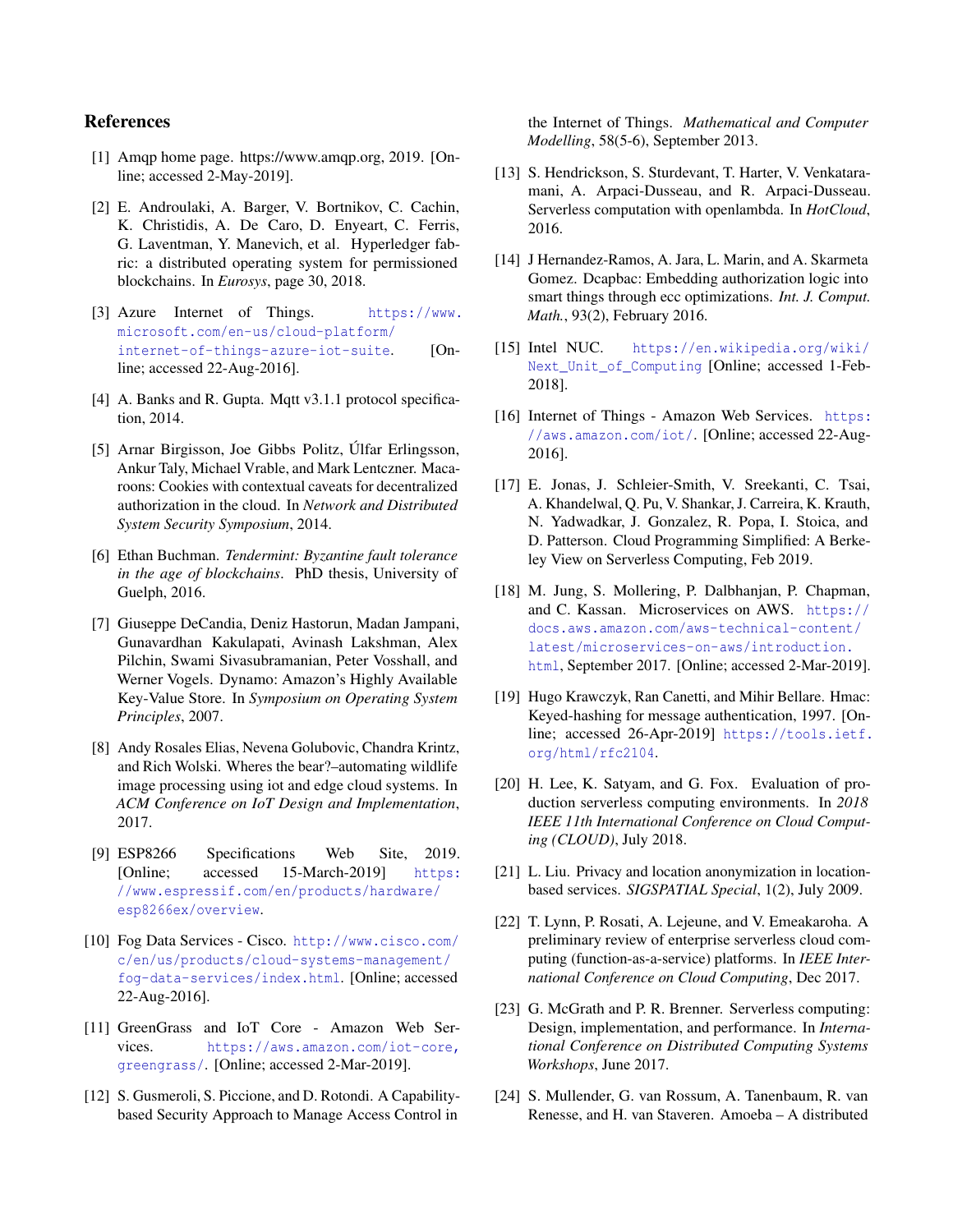## References

[1] Amqp home page. https://www.amqp.org, 2019. [Online; accessed 2-May-2019].

[2] E. Androulaki, A. Barger, V. Bortnikov, C. Cachin, K. Christidis, A. De Caro, D. Enyeart, C. Ferris, G. Laventman, Y. Manevich, et al. Hyperledger fabric: a distributed operating system for permissioned blockchains. In *Eurosys*, page 30, 2018.

[3] Azure Internet of Things. https://www.microsoft.com/en-us/cloud-platform/internet-of-things-azure-iot-suite. [Online; accessed 22-Aug-2016].

[4] A. Banks and R. Gupta. Mqtt v3.1.1 protocol specification, 2014.

[5] Arnar Birgisson, Joe Gibbs Politz, Úlfar Erlingsson, Ankur Taly, Michael Vrable, and Mark Lentczner. Macaroons: Cookies with contextual caveats for decentralized authorization in the cloud. In *Network and Distributed System Security Symposium*, 2014.

[6] Ethan Buchman. *Tendermint: Byzantine fault tolerance in the age of blockchains*. PhD thesis, University of Guelph, 2016.

[7] Giuseppe DeCandia, Deniz Hastorun, Madan Jampani, Gunavardhan Kakulapati, Avinash Lakshman, Alex Pilchin, Swami Sivasubramanian, Peter Vosshall, and Werner Vogels. Dynamo: Amazon's Highly Available Key-Value Store. In *Symposium on Operating System Principles*, 2007.

[8] Andy Rosales Elias, Nevena Golubovic, Chandra Krintz, and Rich Wolski. Wheres the bear?–automating wildlife image processing using iot and edge cloud systems. In *ACM Conference on IoT Design and Implementation*, 2017.

[9] ESP8266 Specifications Web Site, 2019. [Online; accessed 15-March-2019] https://www.espressif.com/en/products/hardware/esp8266ex/overview.

[10] Fog Data Services - Cisco. http://www.cisco.com/c/en/us/products/cloud-systems-management/fog-data-services/index.html. [Online; accessed 22-Aug-2016].

[11] GreenGrass and IoT Core - Amazon Web Services. https://aws.amazon.com/iot-core,greengrass/. [Online; accessed 2-Mar-2019].

[12] S. Gusmeroli, S. Piccione, and D. Rotondi. A Capability-based Security Approach to Manage Access Control in the Internet of Things. *Mathematical and Computer Modelling*, 58(5-6), September 2013.

[13] S. Hendrickson, S. Sturdevant, T. Harter, V. Venkataramani, A. Arpaci-Dusseau, and R. Arpaci-Dusseau. Serverless computation with openlambda. In *HotCloud*, 2016.

[14] J Hernandez-Ramos, A. Jara, L. Marin, and A. Skarmeta Gomez. Dcapbac: Embedding authorization logic into smart things through ecc optimizations. *Int. J. Comput. Math.*, 93(2), February 2016.

[15] Intel NUC. https://en.wikipedia.org/wiki/Next_Unit_of_Computing [Online; accessed 1-Feb-2018].

[16] Internet of Things - Amazon Web Services. https://aws.amazon.com/iot/. [Online; accessed 22-Aug-2016].

[17] E. Jonas, J. Schleier-Smith, V. Sreekanti, C. Tsai, A. Khandelwal, Q. Pu, V. Shankar, J. Carreira, K. Krauth, N. Yadwadkar, J. Gonzalez, R. Popa, I. Stoica, and D. Patterson. Cloud Programming Simplified: A Berkeley View on Serverless Computing, Feb 2019.

[18] M. Jung, S. Mollering, P. Dalbhanjan, P. Chapman, and C. Kassan. Microservices on AWS. https://docs.aws.amazon.com/aws-technical-content/latest/microservices-on-aws/introduction.html, September 2017. [Online; accessed 2-Mar-2019].

[19] Hugo Krawczyk, Ran Canetti, and Mihir Bellare. Hmac: Keyed-hashing for message authentication, 1997. [Online; accessed 26-Apr-2019] https://tools.ietf.org/html/rfc2104.

[20] H. Lee, K. Satyam, and G. Fox. Evaluation of production serverless computing environments. In *2018 IEEE 11th International Conference on Cloud Computing (CLOUD)*, July 2018.

[21] L. Liu. Privacy and location anonymization in location-based services. *SIGSPATIAL Special*, 1(2), July 2009.

[22] T. Lynn, P. Rosati, A. Lejeune, and V. Emeakaroha. A preliminary review of enterprise serverless cloud computing (function-as-a-service) platforms. In *IEEE International Conference on Cloud Computing*, Dec 2017.

[23] G. McGrath and P. R. Brenner. Serverless computing: Design, implementation, and performance. In *International Conference on Distributed Computing Systems Workshops*, June 2017.

[24] S. Mullender, G. van Rossum, A. Tanenbaum, R. van Renesse, and H. van Staveren. Amoeba – A distributed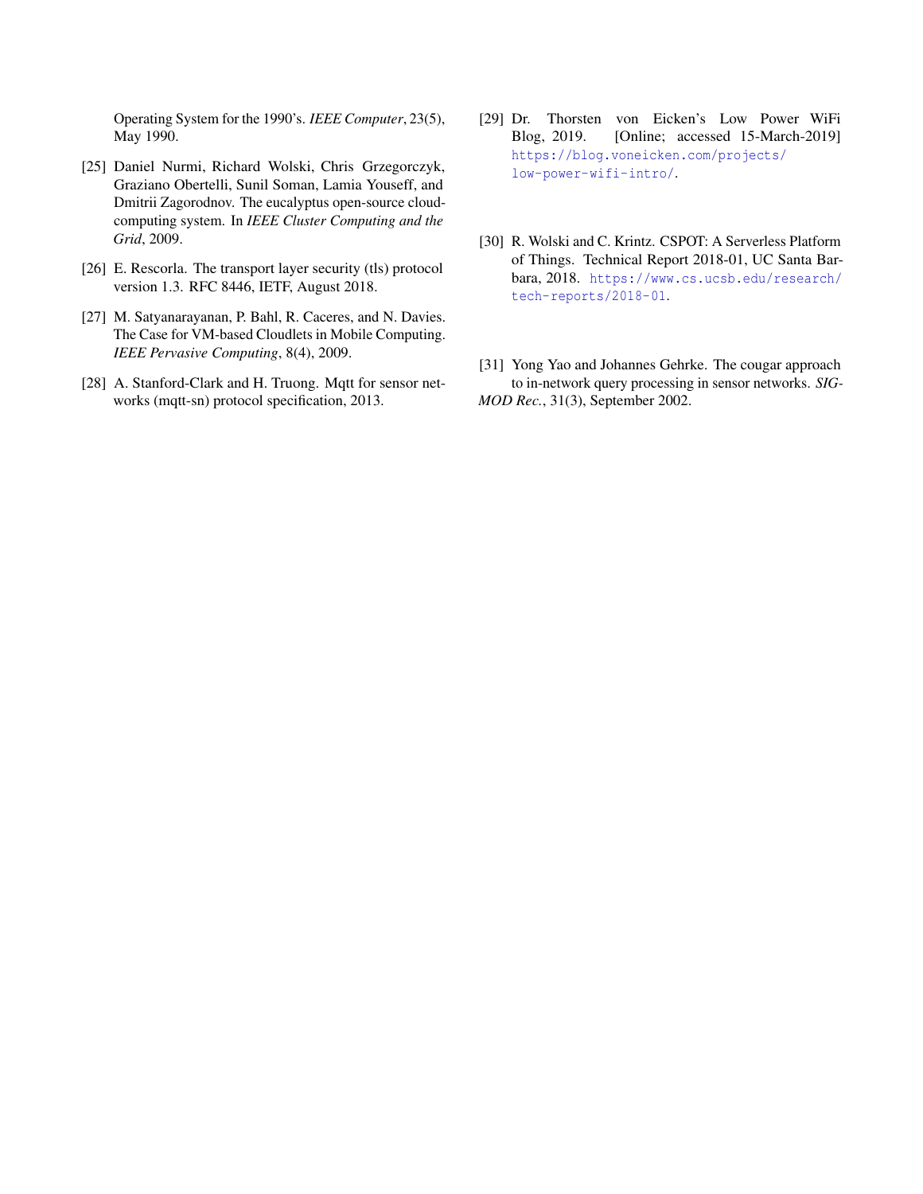Operating System for the 1990's. *IEEE Computer*, 23(5), May 1990.

[25] Daniel Nurmi, Richard Wolski, Chris Grzegorczyk, Graziano Obertelli, Sunil Soman, Lamia Youseff, and Dmitrii Zagorodnov. The eucalyptus open-source cloud-computing system. In *IEEE Cluster Computing and the Grid*, 2009.

[26] E. Rescorla. The transport layer security (tls) protocol version 1.3. RFC 8446, IETF, August 2018.

[27] M. Satyanarayanan, P. Bahl, R. Caceres, and N. Davies. The Case for VM-based Cloudlets in Mobile Computing. *IEEE Pervasive Computing*, 8(4), 2009.

[28] A. Stanford-Clark and H. Truong. Mqtt for sensor networks (mqtt-sn) protocol specification, 2013.

[29] Dr. Thorsten von Eicken's Low Power WiFi Blog, 2019. [Online; accessed 15-March-2019] https://blog.voneicken.com/projects/low-power-wifi-intro/.

[30] R. Wolski and C. Krintz. CSPOT: A Serverless Platform of Things. Technical Report 2018-01, UC Santa Barbara, 2018. https://www.cs.ucsb.edu/research/tech-reports/2018-01.

[31] Yong Yao and Johannes Gehrke. The cougar approach to in-network query processing in sensor networks. *SIGMOD Rec.*, 31(3), September 2002.